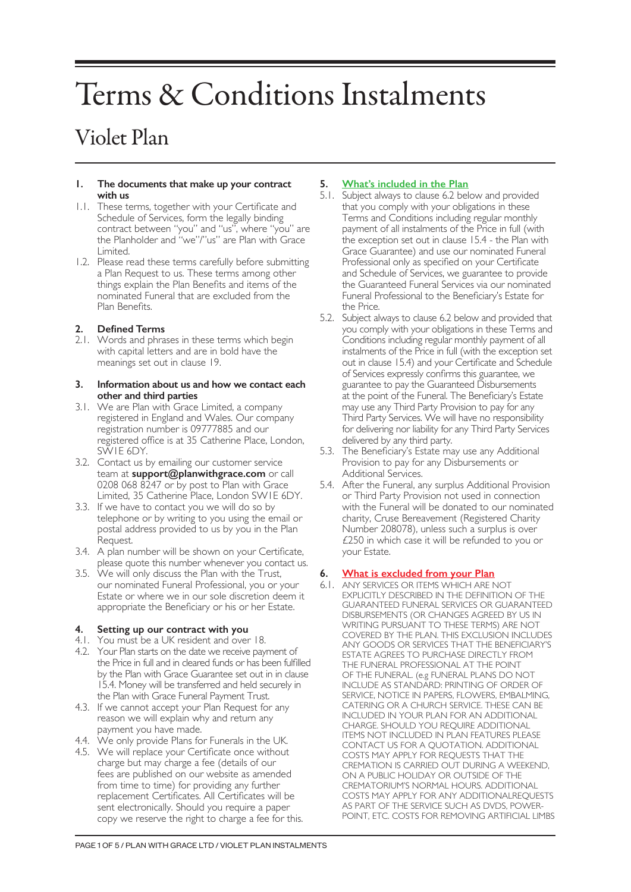# Terms & Conditions Instalments

## Violet Plan

**1. The documents that make up your contract with us**

1.1. These terms, together with your Certificate and Schedule of Services, form the legally binding contract between "you" and "us", where "you" are the Planholder and "we"/"us" are Plan with Grace Limited.

1.2. Please read these terms carefully before submitting a Plan Request to us. These terms among other things explain the Plan Benefits and items of the nominated Funeral that are excluded from the Plan Benefits.

**2. Defined Terms**

2.1. Words and phrases in these terms which begin with capital letters and are in bold have the meanings set out in clause 19.

**3. Information about us and how we contact each other and third parties**

3.1. We are Plan with Grace Limited, a company registered in England and Wales. Our company registration number is 09777885 and our registered office is at 35 Catherine Place, London, SW1E 6DY.

3.2. Contact us by emailing our customer service team at **support@planwithgrace.com** or call 0208 068 8247 or by post to Plan with Grace Limited, 35 Catherine Place, London SW1E 6DY.

3.3. If we have to contact you we will do so by telephone or by writing to you using the email or postal address provided to us by you in the Plan Request.

3.4. A plan number will be shown on your Certificate, please quote this number whenever you contact us.

3.5. We will only discuss the Plan with the Trust, our nominated Funeral Professional, you or your Estate or where we in our sole discretion deem it appropriate the Beneficiary or his or her Estate.

**4. Setting up our contract with you**

4.1. You must be a UK resident and over 18.

4.2. Your Plan starts on the date we receive payment of the Price in full and in cleared funds or has been fulfilled by the Plan with Grace Guarantee set out in in clause 15.4. Money will be transferred and held securely in the Plan with Grace Funeral Payment Trust.

4.3. If we cannot accept your Plan Request for any reason we will explain why and return any payment you have made.

4.4. We only provide Plans for Funerals in the UK.

4.5. We will replace your Certificate once without charge but may charge a fee (details of our fees are published on our website as amended from time to time) for providing any further replacement Certificates. All Certificates will be sent electronically. Should you require a paper copy we reserve the right to charge a fee for this.

**5. What's included in the Plan**

5.1. Subject always to clause 6.2 below and provided that you comply with your obligations in these Terms and Conditions including regular monthly payment of all instalments of the Price in full (with the exception set out in clause 15.4 - the Plan with Grace Guarantee) and use our nominated Funeral Professional only as specified on your Certificate and Schedule of Services, we guarantee to provide the Guaranteed Funeral Services via our nominated Funeral Professional to the Beneficiary's Estate for the Price.

5.2. Subject always to clause 6.2 below and provided that you comply with your obligations in these Terms and Conditions including regular monthly payment of all instalments of the Price in full (with the exception set out in clause 15.4) and your Certificate and Schedule of Services expressly confirms this guarantee, we guarantee to pay the Guaranteed Disbursements at the point of the Funeral. The Beneficiary's Estate may use any Third Party Provision to pay for any Third Party Services. We will have no responsibility for delivering nor liability for any Third Party Services delivered by any third party.

5.3. The Beneficiary's Estate may use any Additional Provision to pay for any Disbursements or Additional Services.

5.4. After the Funeral, any surplus Additional Provision or Third Party Provision not used in connection with the Funeral will be donated to our nominated charity, Cruse Bereavement (Registered Charity Number 208078), unless such a surplus is over £250 in which case it will be refunded to you or your Estate.

**6. What is excluded from your Plan**

6.1. ANY SERVICES OR ITEMS WHICH ARE NOT EXPLICITLY DESCRIBED IN THE DEFINITION OF THE GUARANTEED FUNERAL SERVICES OR GUARANTEED DISBURSEMENTS (OR CHANGES AGREED BY US IN WRITING PURSUANT TO THESE TERMS) ARE NOT COVERED BY THE PLAN. THIS EXCLUSION INCLUDES ANY GOODS OR SERVICES THAT THE BENEFICIARY'S ESTATE AGREES TO PURCHASE DIRECTLY FROM THE FUNERAL PROFESSIONAL AT THE POINT OF THE FUNERAL. (e.g FUNERAL PLANS DO NOT INCLUDE AS STANDARD: PRINTING OF ORDER OF SERVICE, NOTICE IN PAPERS, FLOWERS, EMBALMING, CATERING OR A CHURCH SERVICE. THESE CAN BE INCLUDED IN YOUR PLAN FOR AN ADDITIONAL CHARGE. SHOULD YOU REQUIRE ADDITIONAL ITEMS NOT INCLUDED IN PLAN FEATURES PLEASE CONTACT US FOR A QUOTATION. ADDITIONAL COSTS MAY APPLY FOR REQUESTS THAT THE CREMATION IS CARRIED OUT DURING A WEEKEND, ON A PUBLIC HOLIDAY OR OUTSIDE OF THE CREMATORIUM'S NORMAL HOURS. ADDITIONAL COSTS MAY APPLY FOR ANY ADDITIONALREQUESTS AS PART OF THE SERVICE SUCH AS DVDS, POWER-POINT, ETC. COSTS FOR REMOVING ARTIFICIAL LIMBS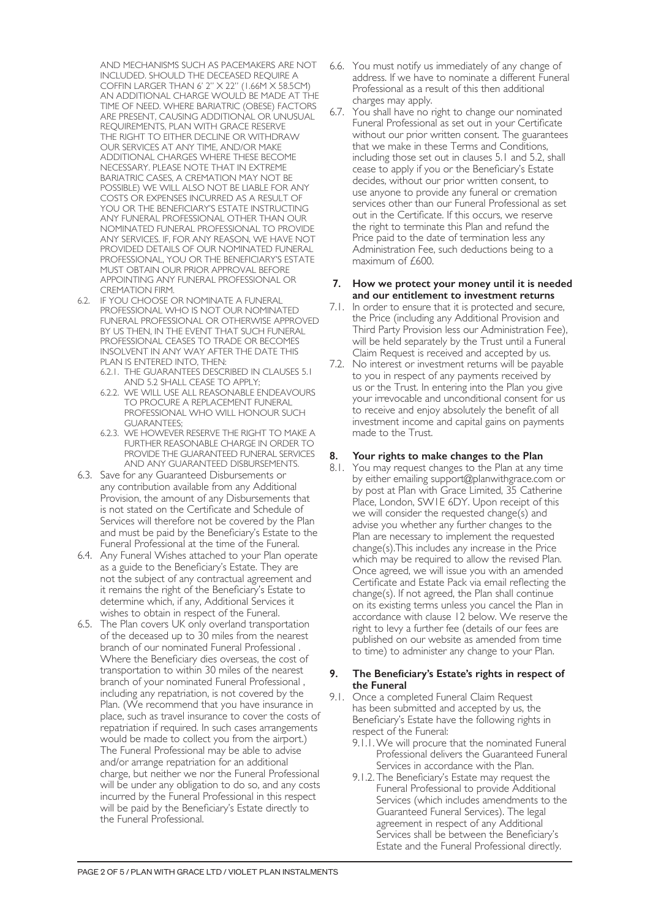AND MECHANISMS SUCH AS PACEMAKERS ARE NOT INCLUDED. SHOULD THE DECEASED REQUIRE A COFFIN LARGER THAN 6' 2" X 22" (1.66M X 58.5CM) AN ADDITIONAL CHARGE WOULD BE MADE AT THE TIME OF NEED. WHERE BARIATRIC (OBESE) FACTORS ARE PRESENT, CAUSING ADDITIONAL OR UNUSUAL REQUIREMENTS, PLAN WITH GRACE RESERVE THE RIGHT TO EITHER DECLINE OR WITHDRAW OUR SERVICES AT ANY TIME, AND/OR MAKE ADDITIONAL CHARGES WHERE THESE BECOME NECESSARY. PLEASE NOTE THAT IN EXTREME BARIATRIC CASES, A CREMATION MAY NOT BE POSSIBLE) WE WILL ALSO NOT BE LIABLE FOR ANY COSTS OR EXPENSES INCURRED AS A RESULT OF YOU OR THE BENEFICIARY'S ESTATE INSTRUCTING ANY FUNERAL PROFESSIONAL OTHER THAN OUR NOMINATED FUNERAL PROFESSIONAL TO PROVIDE ANY SERVICES. IF, FOR ANY REASON, WE HAVE NOT PROVIDED DETAILS OF OUR NOMINATED FUNERAL PROFESSIONAL, YOU OR THE BENEFICIARY'S ESTATE MUST OBTAIN OUR PRIOR APPROVAL BEFORE APPOINTING ANY FUNERAL PROFESSIONAL OR CREMATION FIRM.

6.2. IF YOU CHOOSE OR NOMINATE A FUNERAL PROFESSIONAL WHO IS NOT OUR NOMINATED FUNERAL PROFESSIONAL OR OTHERWISE APPROVED BY US THEN, IN THE EVENT THAT SUCH FUNERAL PROFESSIONAL CEASES TO TRADE OR BECOMES INSOLVENT IN ANY WAY AFTER THE DATE THIS PLAN IS ENTERED INTO, THEN:

6.2.1. THE GUARANTEES DESCRIBED IN CLAUSES 5.1 AND 5.2 SHALL CEASE TO APPLY;

6.2.2. WE WILL USE ALL REASONABLE ENDEAVOURS TO PROCURE A REPLACEMENT FUNERAL PROFESSIONAL WHO WILL HONOUR SUCH GUARANTEES;

6.2.3. WE HOWEVER RESERVE THE RIGHT TO MAKE A FURTHER REASONABLE CHARGE IN ORDER TO PROVIDE THE GUARANTEED FUNERAL SERVICES AND ANY GUARANTEED DISBURSEMENTS.

6.3. Save for any Guaranteed Disbursements or any contribution available from any Additional Provision, the amount of any Disbursements that is not stated on the Certificate and Schedule of Services will therefore not be covered by the Plan and must be paid by the Beneficiary's Estate to the Funeral Professional at the time of the Funeral.

6.4. Any Funeral Wishes attached to your Plan operate as a guide to the Beneficiary's Estate. They are not the subject of any contractual agreement and it remains the right of the Beneficiary's Estate to determine which, if any, Additional Services it wishes to obtain in respect of the Funeral.

6.5. The Plan covers UK only overland transportation of the deceased up to 30 miles from the nearest branch of our nominated Funeral Professional . Where the Beneficiary dies overseas, the cost of transportation to within 30 miles of the nearest branch of your nominated Funeral Professional , including any repatriation, is not covered by the Plan. (We recommend that you have insurance in place, such as travel insurance to cover the costs of repatriation if required. In such cases arrangements would be made to collect you from the airport.) The Funeral Professional may be able to advise and/or arrange repatriation for an additional charge, but neither we nor the Funeral Professional will be under any obligation to do so, and any costs incurred by the Funeral Professional in this respect will be paid by the Beneficiary's Estate directly to the Funeral Professional.

6.6. You must notify us immediately of any change of address. If we have to nominate a different Funeral Professional as a result of this then additional charges may apply.

6.7. You shall have no right to change our nominated Funeral Professional as set out in your Certificate without our prior written consent. The guarantees that we make in these Terms and Conditions, including those set out in clauses 5.1 and 5.2, shall cease to apply if you or the Beneficiary's Estate decides, without our prior written consent, to use anyone to provide any funeral or cremation services other than our Funeral Professional as set out in the Certificate. If this occurs, we reserve the right to terminate this Plan and refund the Price paid to the date of termination less any Administration Fee, such deductions being to a maximum of £600.

## 7. How we protect your money until it is needed and our entitlement to investment returns

7.1. In order to ensure that it is protected and secure, the Price (including any Additional Provision and Third Party Provision less our Administration Fee), will be held separately by the Trust until a Funeral Claim Request is received and accepted by us.

7.2. No interest or investment returns will be payable to you in respect of any payments received by us or the Trust. In entering into the Plan you give your irrevocable and unconditional consent for us to receive and enjoy absolutely the benefit of all investment income and capital gains on payments made to the Trust.

## 8. Your rights to make changes to the Plan

8.1. You may request changes to the Plan at any time by either emailing support@planwithgrace.com or by post at Plan with Grace Limited, 35 Catherine Place, London, SW1E 6DY. Upon receipt of this we will consider the requested change(s) and advise you whether any further changes to the Plan are necessary to implement the requested change(s).This includes any increase in the Price which may be required to allow the revised Plan. Once agreed, we will issue you with an amended Certificate and Estate Pack via email reflecting the change(s). If not agreed, the Plan shall continue on its existing terms unless you cancel the Plan in accordance with clause 12 below. We reserve the right to levy a further fee (details of our fees are published on our website as amended from time to time) to administer any change to your Plan.

## 9. The Beneficiary's Estate's rights in respect of the Funeral

9.1. Once a completed Funeral Claim Request has been submitted and accepted by us, the Beneficiary's Estate have the following rights in respect of the Funeral:

9.1.1. We will procure that the nominated Funeral Professional delivers the Guaranteed Funeral Services in accordance with the Plan.

9.1.2. The Beneficiary's Estate may request the Funeral Professional to provide Additional Services (which includes amendments to the Guaranteed Funeral Services). The legal agreement in respect of any Additional Services shall be between the Beneficiary's Estate and the Funeral Professional directly.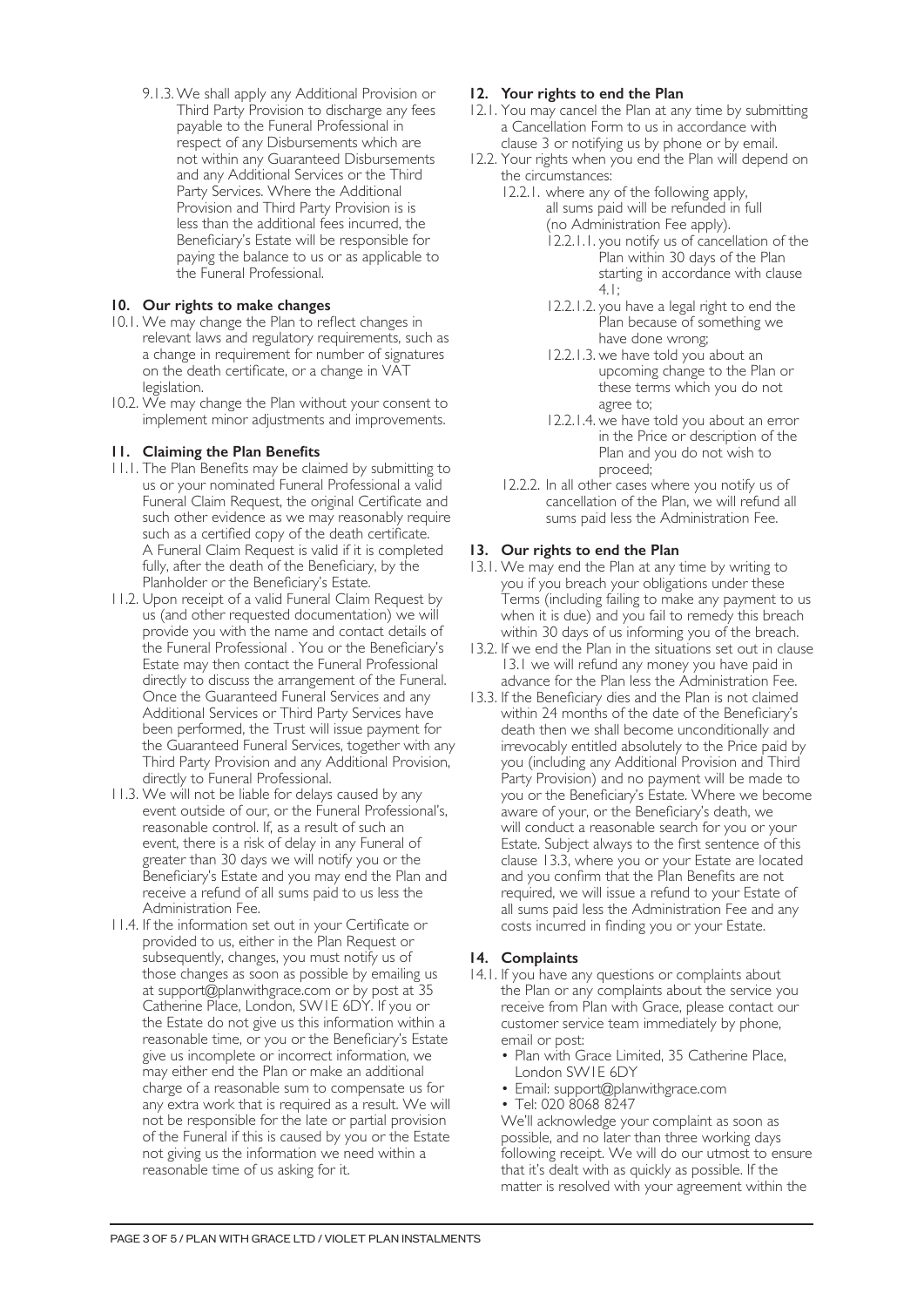9.1.3. We shall apply any Additional Provision or Third Party Provision to discharge any fees payable to the Funeral Professional in respect of any Disbursements which are not within any Guaranteed Disbursements and any Additional Services or the Third Party Services. Where the Additional Provision and Third Party Provision is is less than the additional fees incurred, the Beneficiary's Estate will be responsible for paying the balance to us or as applicable to the Funeral Professional.

## 10. Our rights to make changes

10.1. We may change the Plan to reflect changes in relevant laws and regulatory requirements, such as a change in requirement for number of signatures on the death certificate, or a change in VAT legislation.

10.2. We may change the Plan without your consent to implement minor adjustments and improvements.

## 11. Claiming the Plan Benefits

11.1. The Plan Benefits may be claimed by submitting to us or your nominated Funeral Professional a valid Funeral Claim Request, the original Certificate and such other evidence as we may reasonably require such as a certified copy of the death certificate. A Funeral Claim Request is valid if it is completed fully, after the death of the Beneficiary, by the Planholder or the Beneficiary's Estate.

11.2. Upon receipt of a valid Funeral Claim Request by us (and other requested documentation) we will provide you with the name and contact details of the Funeral Professional . You or the Beneficiary's Estate may then contact the Funeral Professional directly to discuss the arrangement of the Funeral. Once the Guaranteed Funeral Services and any Additional Services or Third Party Services have been performed, the Trust will issue payment for the Guaranteed Funeral Services, together with any Third Party Provision and any Additional Provision, directly to Funeral Professional.

11.3. We will not be liable for delays caused by any event outside of our, or the Funeral Professional's, reasonable control. If, as a result of such an event, there is a risk of delay in any Funeral of greater than 30 days we will notify you or the Beneficiary's Estate and you may end the Plan and receive a refund of all sums paid to us less the Administration Fee.

11.4. If the information set out in your Certificate or provided to us, either in the Plan Request or subsequently, changes, you must notify us of those changes as soon as possible by emailing us at support@planwithgrace.com or by post at 35 Catherine Place, London, SW1E 6DY. If you or the Estate do not give us this information within a reasonable time, or you or the Beneficiary's Estate give us incomplete or incorrect information, we may either end the Plan or make an additional charge of a reasonable sum to compensate us for any extra work that is required as a result. We will not be responsible for the late or partial provision of the Funeral if this is caused by you or the Estate not giving us the information we need within a reasonable time of us asking for it.

## 12. Your rights to end the Plan

12.1. You may cancel the Plan at any time by submitting a Cancellation Form to us in accordance with clause 3 or notifying us by phone or by email.

12.2. Your rights when you end the Plan will depend on the circumstances:

12.2.1. where any of the following apply, all sums paid will be refunded in full (no Administration Fee apply).

12.2.1.1. you notify us of cancellation of the Plan within 30 days of the Plan starting in accordance with clause 4.1;

12.2.1.2. you have a legal right to end the Plan because of something we have done wrong;

12.2.1.3. we have told you about an upcoming change to the Plan or these terms which you do not agree to;

12.2.1.4. we have told you about an error in the Price or description of the Plan and you do not wish to proceed;

12.2.2. In all other cases where you notify us of cancellation of the Plan, we will refund all sums paid less the Administration Fee.

## 13. Our rights to end the Plan

13.1. We may end the Plan at any time by writing to you if you breach your obligations under these Terms (including failing to make any payment to us when it is due) and you fail to remedy this breach within 30 days of us informing you of the breach.

13.2. If we end the Plan in the situations set out in clause 13.1 we will refund any money you have paid in advance for the Plan less the Administration Fee.

13.3. If the Beneficiary dies and the Plan is not claimed within 24 months of the date of the Beneficiary's death then we shall become unconditionally and irrevocably entitled absolutely to the Price paid by you (including any Additional Provision and Third Party Provision) and no payment will be made to you or the Beneficiary's Estate. Where we become aware of your, or the Beneficiary's death, we will conduct a reasonable search for you or your Estate. Subject always to the first sentence of this clause 13.3, where you or your Estate are located and you confirm that the Plan Benefits are not required, we will issue a refund to your Estate of all sums paid less the Administration Fee and any costs incurred in finding you or your Estate.

## 14. Complaints

14.1. If you have any questions or complaints about the Plan or any complaints about the service you receive from Plan with Grace, please contact our customer service team immediately by phone, email or post:

- Plan with Grace Limited, 35 Catherine Place, London SW1E 6DY
- Email: support@planwithgrace.com
- Tel: 020 8068 8247

We'll acknowledge your complaint as soon as possible, and no later than three working days following receipt. We will do our utmost to ensure that it's dealt with as quickly as possible. If the matter is resolved with your agreement within the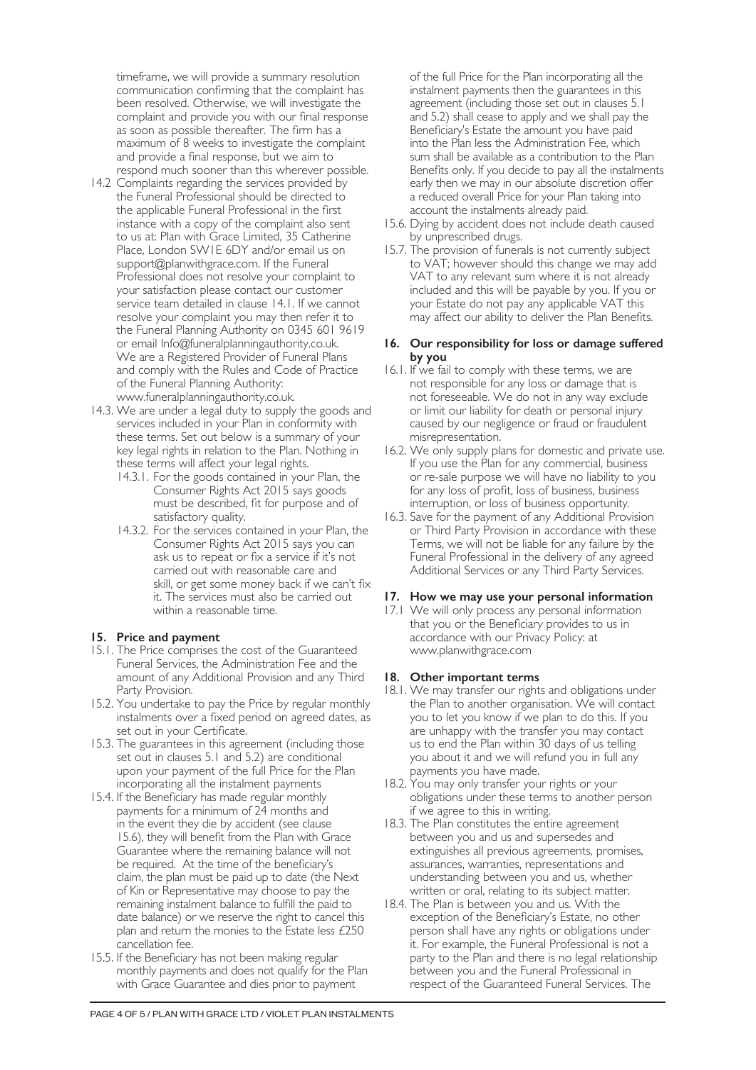timeframe, we will provide a summary resolution communication confirming that the complaint has been resolved. Otherwise, we will investigate the complaint and provide you with our final response as soon as possible thereafter. The firm has a maximum of 8 weeks to investigate the complaint and provide a final response, but we aim to respond much sooner than this wherever possible.

14.2 Complaints regarding the services provided by the Funeral Professional should be directed to the applicable Funeral Professional in the first instance with a copy of the complaint also sent to us at: Plan with Grace Limited, 35 Catherine Place, London SW1E 6DY and/or email us on support@planwithgrace.com. If the Funeral Professional does not resolve your complaint to your satisfaction please contact our customer service team detailed in clause 14.1. If we cannot resolve your complaint you may then refer it to the Funeral Planning Authority on 0345 601 9619 or email Info@funeralplanningauthority.co.uk. We are a Registered Provider of Funeral Plans and comply with the Rules and Code of Practice of the Funeral Planning Authority: www.funeralplanningauthority.co.uk.

14.3. We are under a legal duty to supply the goods and services included in your Plan in conformity with these terms. Set out below is a summary of your key legal rights in relation to the Plan. Nothing in these terms will affect your legal rights.

- 14.3.1. For the goods contained in your Plan, the Consumer Rights Act 2015 says goods must be described, fit for purpose and of satisfactory quality.
- 14.3.2. For the services contained in your Plan, the Consumer Rights Act 2015 says you can ask us to repeat or fix a service if it's not carried out with reasonable care and skill, or get some money back if we can't fix it. The services must also be carried out within a reasonable time.

## 15. Price and payment

15.1. The Price comprises the cost of the Guaranteed Funeral Services, the Administration Fee and the amount of any Additional Provision and any Third Party Provision.

15.2. You undertake to pay the Price by regular monthly instalments over a fixed period on agreed dates, as set out in your Certificate.

15.3. The guarantees in this agreement (including those set out in clauses 5.1 and 5.2) are conditional upon your payment of the full Price for the Plan incorporating all the instalment payments

15.4. If the Beneficiary has made regular monthly payments for a minimum of 24 months and in the event they die by accident (see clause 15.6), they will benefit from the Plan with Grace Guarantee where the remaining balance will not be required. At the time of the beneficiary's claim, the plan must be paid up to date (the Next of Kin or Representative may choose to pay the remaining instalment balance to fulfill the paid to date balance) or we reserve the right to cancel this plan and return the monies to the Estate less £250 cancellation fee.

15.5. If the Beneficiary has not been making regular monthly payments and does not qualify for the Plan with Grace Guarantee and dies prior to payment of the full Price for the Plan incorporating all the instalment payments then the guarantees in this agreement (including those set out in clauses 5.1 and 5.2) shall cease to apply and we shall pay the Beneficiary's Estate the amount you have paid into the Plan less the Administration Fee, which sum shall be available as a contribution to the Plan Benefits only. If you decide to pay all the instalments early then we may in our absolute discretion offer a reduced overall Price for your Plan taking into account the instalments already paid.

15.6. Dying by accident does not include death caused by unprescribed drugs.

15.7. The provision of funerals is not currently subject to VAT; however should this change we may add VAT to any relevant sum where it is not already included and this will be payable by you. If you or your Estate do not pay any applicable VAT this may affect our ability to deliver the Plan Benefits.

## 16. Our responsibility for loss or damage suffered by you

16.1. If we fail to comply with these terms, we are not responsible for any loss or damage that is not foreseeable. We do not in any way exclude or limit our liability for death or personal injury caused by our negligence or fraud or fraudulent misrepresentation.

16.2. We only supply plans for domestic and private use. If you use the Plan for any commercial, business or re-sale purpose we will have no liability to you for any loss of profit, loss of business, business interruption, or loss of business opportunity.

16.3. Save for the payment of any Additional Provision or Third Party Provision in accordance with these Terms, we will not be liable for any failure by the Funeral Professional in the delivery of any agreed Additional Services or any Third Party Services.

## 17. How we may use your personal information

17.1 We will only process any personal information that you or the Beneficiary provides to us in accordance with our Privacy Policy: at www.planwithgrace.com

## 18. Other important terms

18.1. We may transfer our rights and obligations under the Plan to another organisation. We will contact you to let you know if we plan to do this. If you are unhappy with the transfer you may contact us to end the Plan within 30 days of us telling you about it and we will refund you in full any payments you have made.

18.2. You may only transfer your rights or your obligations under these terms to another person if we agree to this in writing.

18.3. The Plan constitutes the entire agreement between you and us and supersedes and extinguishes all previous agreements, promises, assurances, warranties, representations and understanding between you and us, whether written or oral, relating to its subject matter.

18.4. The Plan is between you and us. With the exception of the Beneficiary's Estate, no other person shall have any rights or obligations under it. For example, the Funeral Professional is not a party to the Plan and there is no legal relationship between you and the Funeral Professional in respect of the Guaranteed Funeral Services. The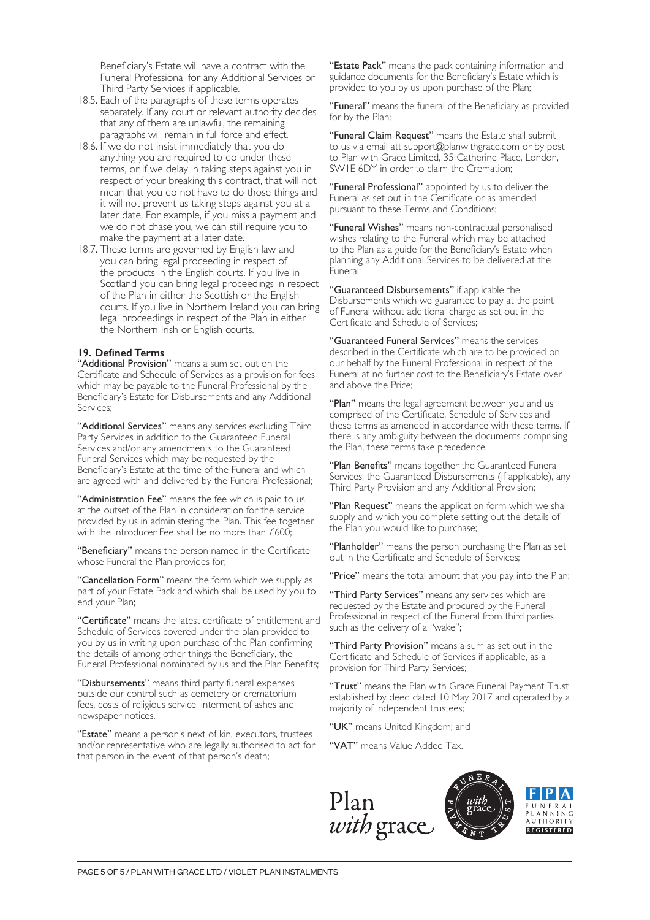Beneficiary's Estate will have a contract with the Funeral Professional for any Additional Services or Third Party Services if applicable.

18.5. Each of the paragraphs of these terms operates separately. If any court or relevant authority decides that any of them are unlawful, the remaining paragraphs will remain in full force and effect.

18.6. If we do not insist immediately that you do anything you are required to do under these terms, or if we delay in taking steps against you in respect of your breaking this contract, that will not mean that you do not have to do those things and it will not prevent us taking steps against you at a later date. For example, if you miss a payment and we do not chase you, we can still require you to make the payment at a later date.

18.7. These terms are governed by English law and you can bring legal proceeding in respect of the products in the English courts. If you live in Scotland you can bring legal proceedings in respect of the Plan in either the Scottish or the English courts. If you live in Northern Ireland you can bring legal proceedings in respect of the Plan in either the Northern Irish or English courts.

## 19. Defined Terms

"**Additional Provision**" means a sum set out on the Certificate and Schedule of Services as a provision for fees which may be payable to the Funeral Professional by the Beneficiary's Estate for Disbursements and any Additional Services;

"**Additional Services**" means any services excluding Third Party Services in addition to the Guaranteed Funeral Services and/or any amendments to the Guaranteed Funeral Services which may be requested by the Beneficiary's Estate at the time of the Funeral and which are agreed with and delivered by the Funeral Professional;

"**Administration Fee**" means the fee which is paid to us at the outset of the Plan in consideration for the service provided by us in administering the Plan. This fee together with the Introducer Fee shall be no more than £600;

"**Beneficiary**" means the person named in the Certificate whose Funeral the Plan provides for;

"**Cancellation Form**" means the form which we supply as part of your Estate Pack and which shall be used by you to end your Plan;

"**Certificate**" means the latest certificate of entitlement and Schedule of Services covered under the plan provided to you by us in writing upon purchase of the Plan confirming the details of among other things the Beneficiary, the Funeral Professional nominated by us and the Plan Benefits;

"**Disbursements**" means third party funeral expenses outside our control such as cemetery or crematorium fees, costs of religious service, interment of ashes and newspaper notices.

"**Estate**" means a person's next of kin, executors, trustees and/or representative who are legally authorised to act for that person in the event of that person's death;

"**Estate Pack**" means the pack containing information and guidance documents for the Beneficiary's Estate which is provided to you by us upon purchase of the Plan;

"**Funeral**" means the funeral of the Beneficiary as provided for by the Plan;

"**Funeral Claim Request**" means the Estate shall submit to us via email att support@planwithgrace.com or by post to Plan with Grace Limited, 35 Catherine Place, London, SW1E 6DY in order to claim the Cremation;

"**Funeral Professional**" appointed by us to deliver the Funeral as set out in the Certificate or as amended pursuant to these Terms and Conditions;

"**Funeral Wishes**" means non-contractual personalised wishes relating to the Funeral which may be attached to the Plan as a guide for the Beneficiary's Estate when planning any Additional Services to be delivered at the Funeral;

"**Guaranteed Disbursements**" if applicable the Disbursements which we guarantee to pay at the point of Funeral without additional charge as set out in the Certificate and Schedule of Services;

"**Guaranteed Funeral Services**" means the services described in the Certificate which are to be provided on our behalf by the Funeral Professional in respect of the Funeral at no further cost to the Beneficiary's Estate over and above the Price;

"**Plan**" means the legal agreement between you and us comprised of the Certificate, Schedule of Services and these terms as amended in accordance with these terms. If there is any ambiguity between the documents comprising the Plan, these terms take precedence;

"**Plan Benefits**" means together the Guaranteed Funeral Services, the Guaranteed Disbursements (if applicable), any Third Party Provision and any Additional Provision;

"**Plan Request**" means the application form which we shall supply and which you complete setting out the details of the Plan you would like to purchase;

"**Planholder**" means the person purchasing the Plan as set out in the Certificate and Schedule of Services;

"**Price**" means the total amount that you pay into the Plan;

"**Third Party Services**" means any services which are requested by the Estate and procured by the Funeral Professional in respect of the Funeral from third parties such as the delivery of a "wake";

"**Third Party Provision**" means a sum as set out in the Certificate and Schedule of Services if applicable, as a provision for Third Party Services;

"**Trust**" means the Plan with Grace Funeral Payment Trust established by deed dated 10 May 2017 and operated by a majority of independent trustees;

"**UK**" means United Kingdom; and

"**VAT**" means Value Added Tax.

Plan *with* grace

FUNERAL PAYMENT TRUST *with* grace

FPA FUNERAL PLANNING AUTHORITY REGISTERED